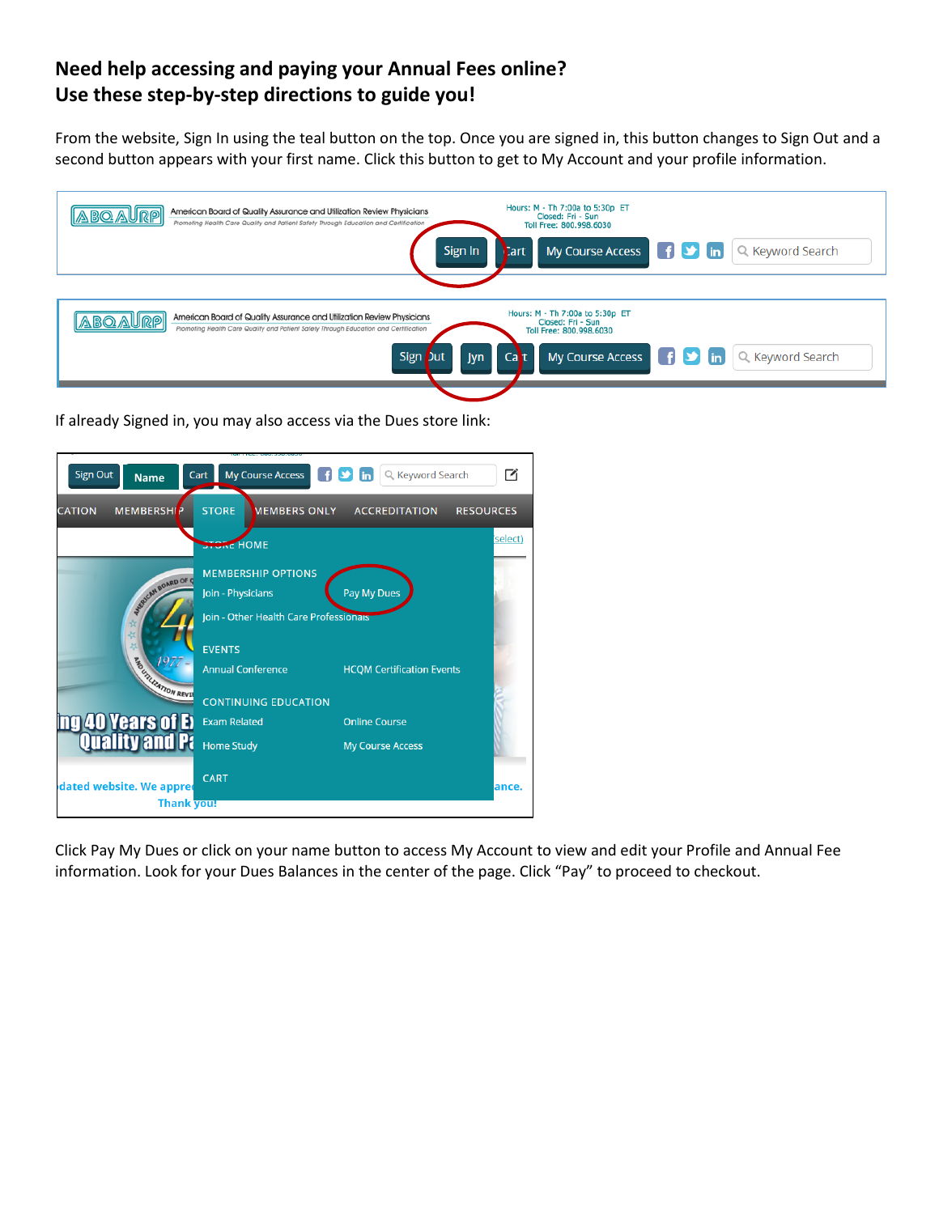# Need help accessing and paying your Annual Fees online?
# Use these step-by-step directions to guide you!

From the website, Sign In using the teal button on the top. Once you are signed in, this button changes to Sign Out and a second button appears with your first name. Click this button to get to My Account and your profile information.

If already Signed in, you may also access via the Dues store link:

Click Pay My Dues or click on your name button to access My Account to view and edit your Profile and Annual Fee information. Look for your Dues Balances in the center of the page. Click "Pay" to proceed to checkout.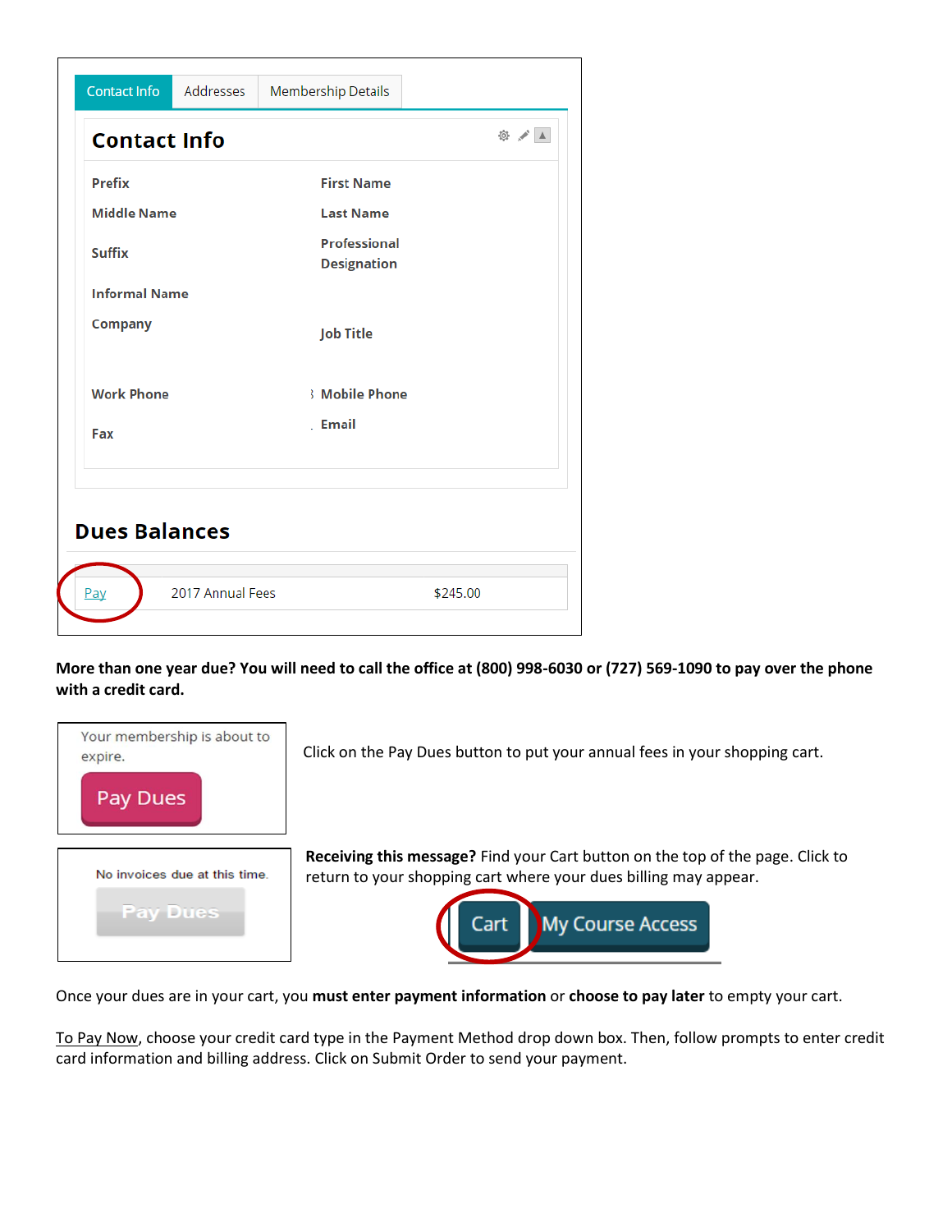Contact Info | Addresses | Membership Details

## Contact Info

| | |
|---|---|
| Prefix | First Name |
| Middle Name | Last Name |
| Suffix | Professional Designation |
| Informal Name | |
| Company | Job Title |
| Work Phone | Mobile Phone |
| Fax | Email |

## Dues Balances

| | | |
|---|---|---|
| Pay | 2017 Annual Fees | $245.00 |

**More than one year due? You will need to call the office at (800) 998-6030 or (727) 569-1090 to pay over the phone with a credit card.**

Your membership is about to expire.

Pay Dues

Click on the Pay Dues button to put your annual fees in your shopping cart.

No invoices due at this time.

Pay Dues

**Receiving this message?** Find your Cart button on the top of the page. Click to return to your shopping cart where your dues billing may appear.

Cart | My Course Access

Once your dues are in your cart, you **must enter payment information** or **choose to pay later** to empty your cart.

To Pay Now, choose your credit card type in the Payment Method drop down box. Then, follow prompts to enter credit card information and billing address. Click on Submit Order to send your payment.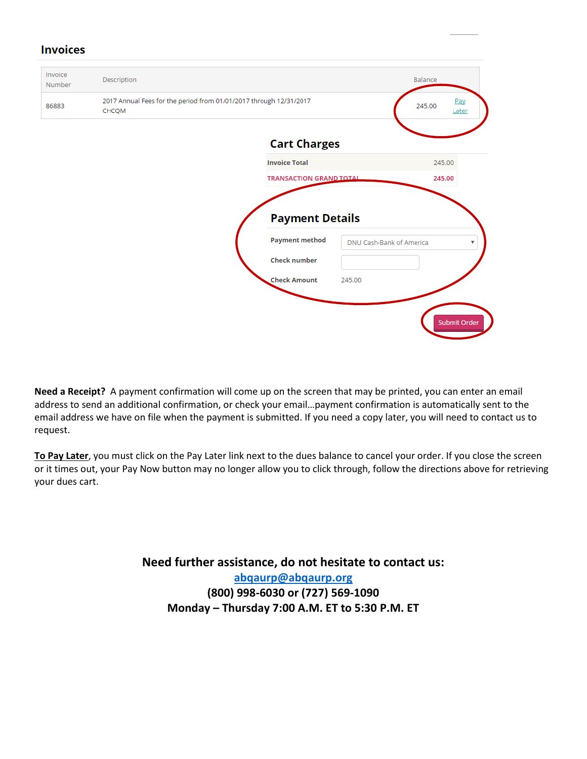## Invoices

| Invoice Number | Description | Balance | |
|---|---|---|---|
| 86883 | 2017 Annual Fees for the period from 01/01/2017 through 12/31/2017 CHCQM | 245.00 | Pay Later |

## Cart Charges

| | |
|---|---|
| Invoice Total | 245.00 |
| TRANSACTION GRAND TOTAL | 245.00 |

## Payment Details

| | |
|---|---|
| Payment method | DNU Cash-Bank of America |
| Check number | |
| Check Amount | 245.00 |

Submit Order

**Need a Receipt?** A payment confirmation will come up on the screen that may be printed, you can enter an email address to send an additional confirmation, or check your email…payment confirmation is automatically sent to the email address we have on file when the payment is submitted. If you need a copy later, you will need to contact us to request.

**To Pay Later**, you must click on the Pay Later link next to the dues balance to cancel your order. If you close the screen or it times out, your Pay Now button may no longer allow you to click through, follow the directions above for retrieving your dues cart.

**Need further assistance, do not hesitate to contact us:**
**abqaurp@abqaurp.org**
**(800) 998-6030 or (727) 569-1090**
**Monday – Thursday 7:00 A.M. ET to 5:30 P.M. ET**